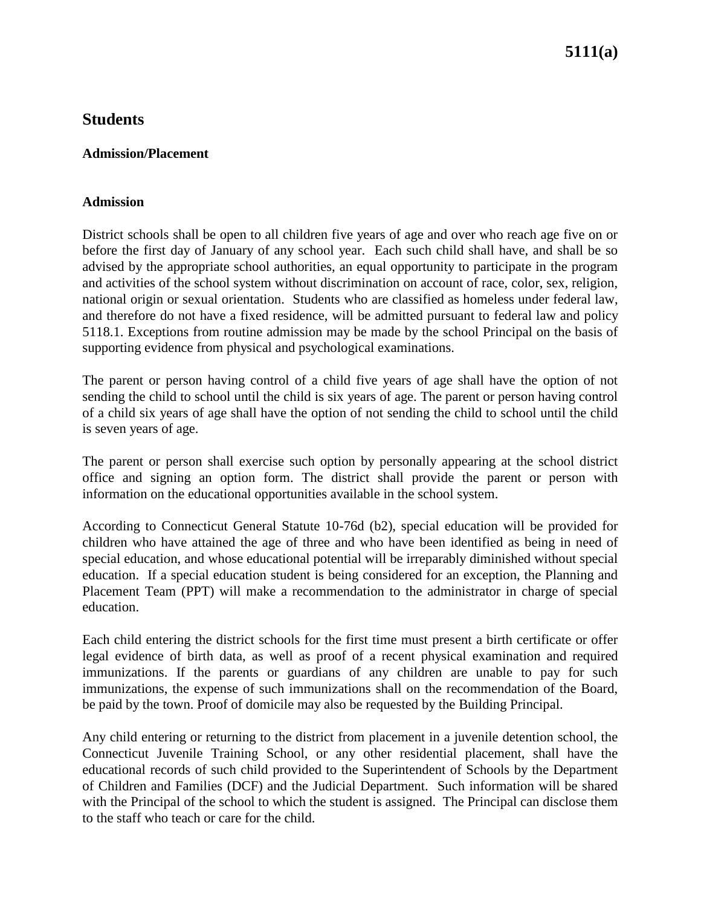# Students

## Admission/Placement

### Admission

District schools shall be open to all children five years of age and over who reach age five on or before the first day of January of any school year. Each such child shall have, and shall be so advised by the appropriate school authorities, an equal opportunity to participate in the program and activities of the school system without discrimination on account of race, color, sex, religion, national origin or sexual orientation. Students who are classified as homeless under federal law, and therefore do not have a fixed residence, will be admitted pursuant to federal law and policy 5118.1. Exceptions from routine admission may be made by the school Principal on the basis of supporting evidence from physical and psychological examinations.

The parent or person having control of a child five years of age shall have the option of not sending the child to school until the child is six years of age. The parent or person having control of a child six years of age shall have the option of not sending the child to school until the child is seven years of age.

The parent or person shall exercise such option by personally appearing at the school district office and signing an option form. The district shall provide the parent or person with information on the educational opportunities available in the school system.

According to Connecticut General Statute 10-76d (b2), special education will be provided for children who have attained the age of three and who have been identified as being in need of special education, and whose educational potential will be irreparably diminished without special education. If a special education student is being considered for an exception, the Planning and Placement Team (PPT) will make a recommendation to the administrator in charge of special education.

Each child entering the district schools for the first time must present a birth certificate or offer legal evidence of birth data, as well as proof of a recent physical examination and required immunizations. If the parents or guardians of any children are unable to pay for such immunizations, the expense of such immunizations shall on the recommendation of the Board, be paid by the town. Proof of domicile may also be requested by the Building Principal.

Any child entering or returning to the district from placement in a juvenile detention school, the Connecticut Juvenile Training School, or any other residential placement, shall have the educational records of such child provided to the Superintendent of Schools by the Department of Children and Families (DCF) and the Judicial Department. Such information will be shared with the Principal of the school to which the student is assigned. The Principal can disclose them to the staff who teach or care for the child.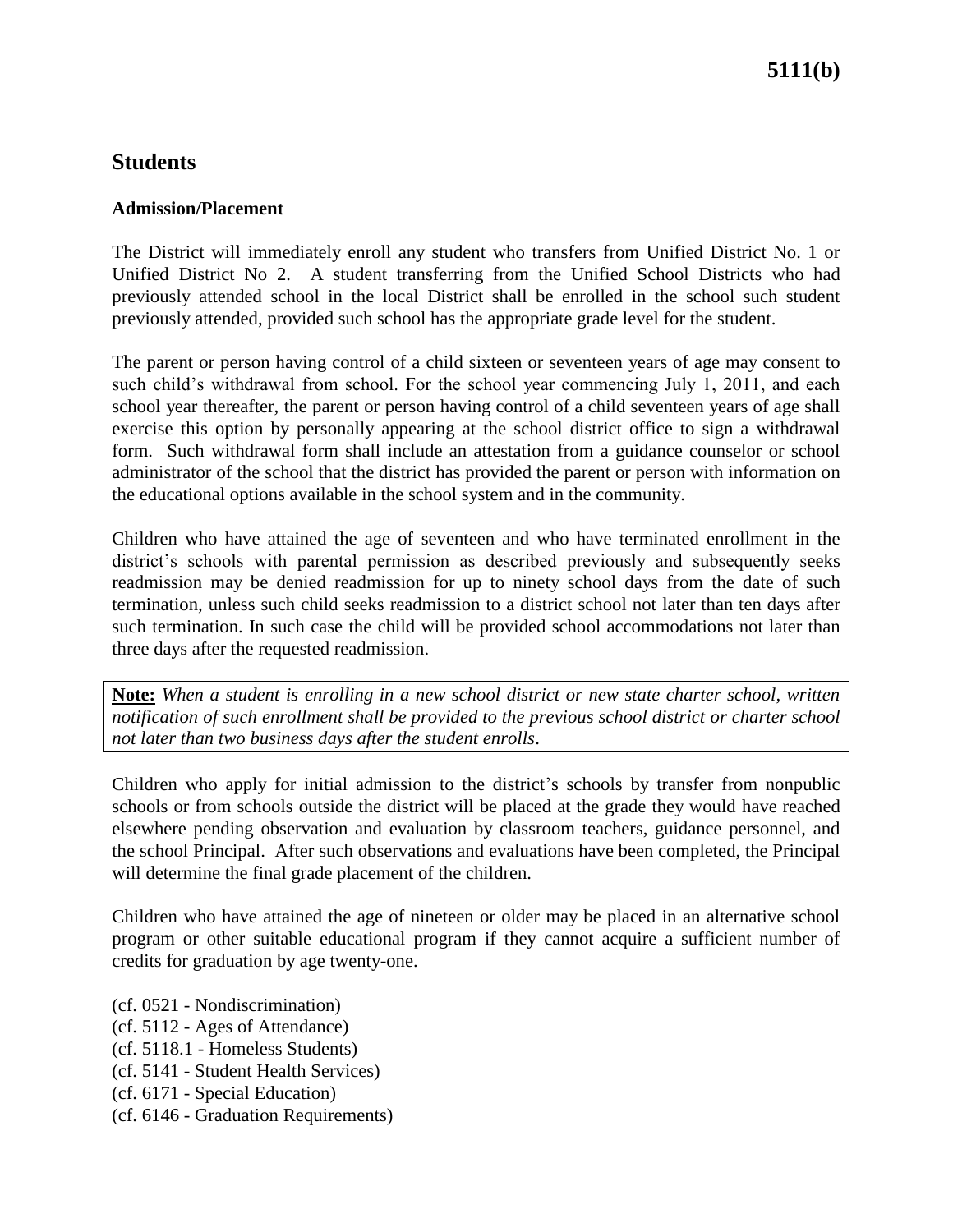# Students

### Admission/Placement

The District will immediately enroll any student who transfers from Unified District No. 1 or Unified District No 2. A student transferring from the Unified School Districts who had previously attended school in the local District shall be enrolled in the school such student previously attended, provided such school has the appropriate grade level for the student.

The parent or person having control of a child sixteen or seventeen years of age may consent to such child's withdrawal from school. For the school year commencing July 1, 2011, and each school year thereafter, the parent or person having control of a child seventeen years of age shall exercise this option by personally appearing at the school district office to sign a withdrawal form. Such withdrawal form shall include an attestation from a guidance counselor or school administrator of the school that the district has provided the parent or person with information on the educational options available in the school system and in the community.

Children who have attained the age of seventeen and who have terminated enrollment in the district's schools with parental permission as described previously and subsequently seeks readmission may be denied readmission for up to ninety school days from the date of such termination, unless such child seeks readmission to a district school not later than ten days after such termination. In such case the child will be provided school accommodations not later than three days after the requested readmission.

> **Note:** *When a student is enrolling in a new school district or new state charter school, written notification of such enrollment shall be provided to the previous school district or charter school not later than two business days after the student enrolls*.

Children who apply for initial admission to the district's schools by transfer from nonpublic schools or from schools outside the district will be placed at the grade they would have reached elsewhere pending observation and evaluation by classroom teachers, guidance personnel, and the school Principal. After such observations and evaluations have been completed, the Principal will determine the final grade placement of the children.

Children who have attained the age of nineteen or older may be placed in an alternative school program or other suitable educational program if they cannot acquire a sufficient number of credits for graduation by age twenty-one.

(cf. 0521 - Nondiscrimination)
(cf. 5112 - Ages of Attendance)
(cf. 5118.1 - Homeless Students)
(cf. 5141 - Student Health Services)
(cf. 6171 - Special Education)
(cf. 6146 - Graduation Requirements)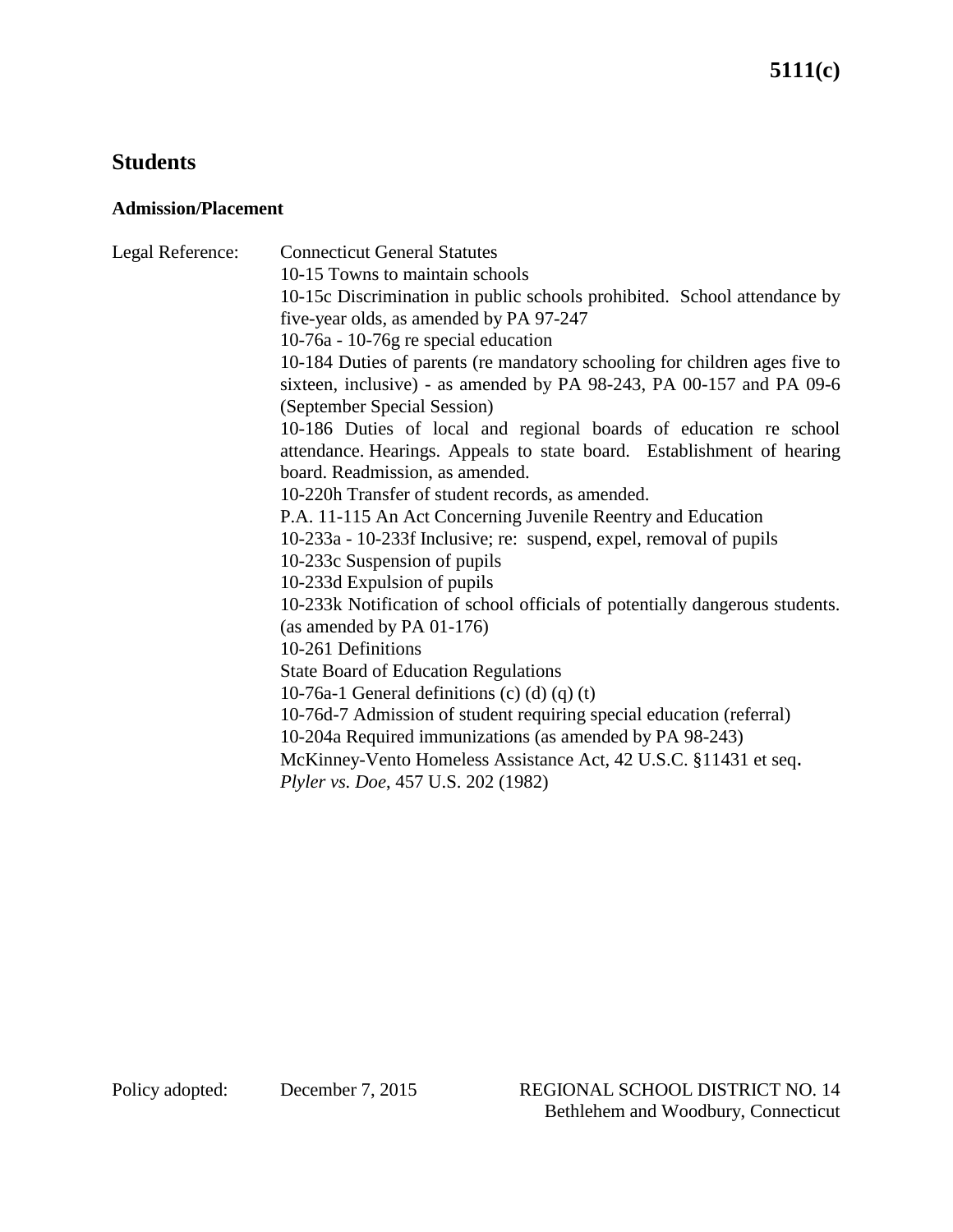**5111(c)**

## Students

### Admission/Placement

Legal Reference: Connecticut General Statutes

10-15 Towns to maintain schools

10-15c Discrimination in public schools prohibited. School attendance by five-year olds, as amended by PA 97-247

10-76a - 10-76g re special education

10-184 Duties of parents (re mandatory schooling for children ages five to sixteen, inclusive) - as amended by PA 98-243, PA 00-157 and PA 09-6 (September Special Session)

10-186 Duties of local and regional boards of education re school attendance. Hearings. Appeals to state board. Establishment of hearing board. Readmission, as amended.

10-220h Transfer of student records, as amended.

P.A. 11-115 An Act Concerning Juvenile Reentry and Education

10-233a - 10-233f Inclusive; re: suspend, expel, removal of pupils

10-233c Suspension of pupils

10-233d Expulsion of pupils

10-233k Notification of school officials of potentially dangerous students. (as amended by PA 01-176)

10-261 Definitions

State Board of Education Regulations

10-76a-1 General definitions (c) (d) (q) (t)

10-76d-7 Admission of student requiring special education (referral)

10-204a Required immunizations (as amended by PA 98-243)

McKinney-Vento Homeless Assistance Act, 42 U.S.C. §11431 et seq.

*Plyler vs. Doe*, 457 U.S. 202 (1982)

Policy adopted: December 7, 2015

REGIONAL SCHOOL DISTRICT NO. 14
Bethlehem and Woodbury, Connecticut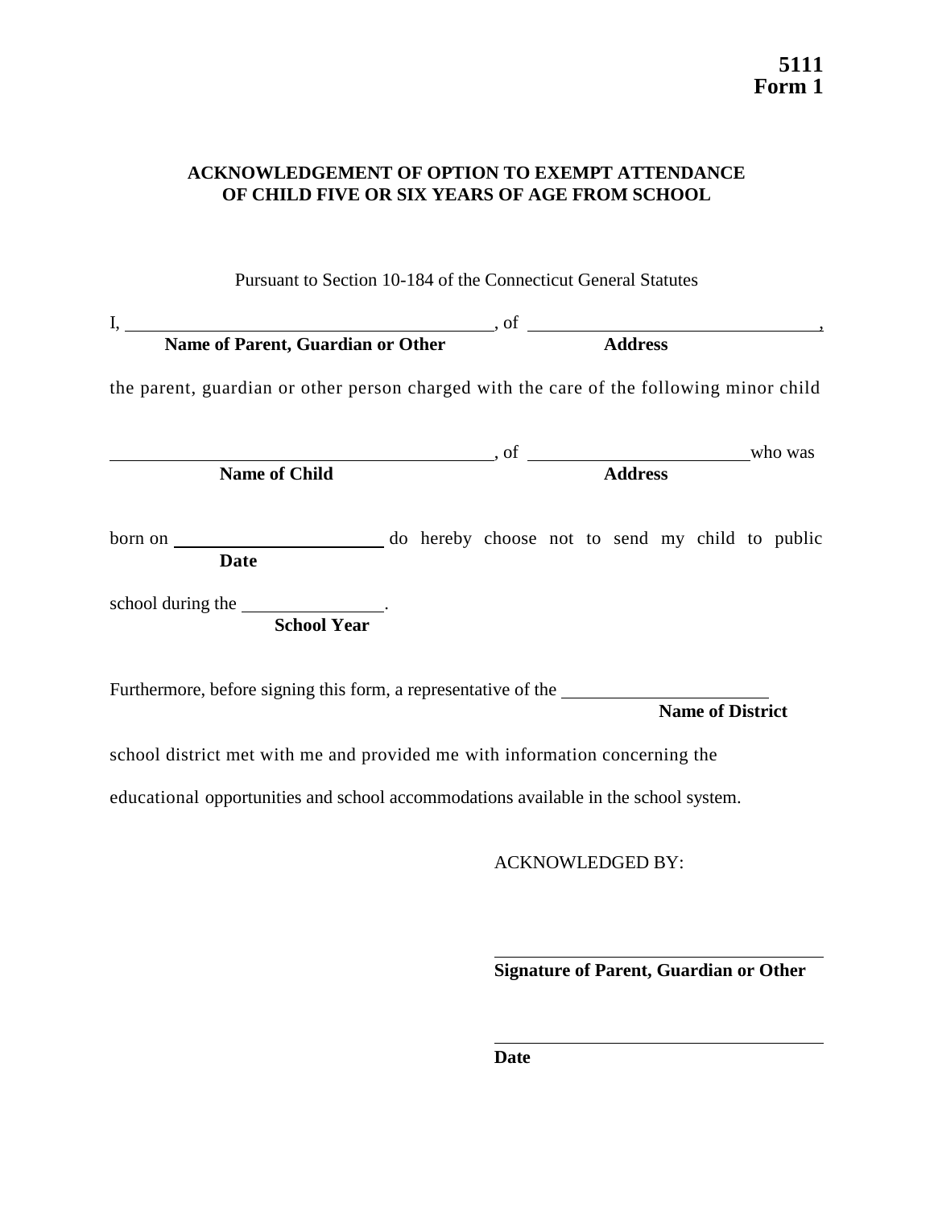**5111**
**Form 1**

## ACKNOWLEDGEMENT OF OPTION TO EXEMPT ATTENDANCE OF CHILD FIVE OR SIX YEARS OF AGE FROM SCHOOL

Pursuant to Section 10-184 of the Connecticut General Statutes

I, \_\_\_\_\_\_\_\_\_\_\_\_\_\_\_\_\_\_\_\_\_\_\_\_\_\_\_\_\_\_\_\_\_\_\_\_\_\_\_\_, of \_\_\_\_\_\_\_\_\_\_\_\_\_\_\_\_\_\_\_\_\_\_\_\_\_\_\_\_\_\_\_\_,
**Name of Parent, Guardian or Other** **Address**

the parent, guardian or other person charged with the care of the following minor child

\_\_\_\_\_\_\_\_\_\_\_\_\_\_\_\_\_\_\_\_\_\_\_\_\_\_\_\_\_\_\_\_\_\_\_\_\_\_\_\_, of \_\_\_\_\_\_\_\_\_\_\_\_\_\_\_\_\_\_\_\_\_\_\_\_who was
**Name of Child** **Address**

born on \_\_\_\_\_\_\_\_\_\_\_\_\_\_\_\_\_\_\_\_\_\_\_\_ do hereby choose not to send my child to public
**Date**

school during the \_\_\_\_\_\_\_\_\_\_\_\_\_\_\_\_.
**School Year**

Furthermore, before signing this form, a representative of the \_\_\_\_\_\_\_\_\_\_\_\_\_\_\_\_\_\_\_\_\_\_\_\_
**Name of District**

school district met with me and provided me with information concerning the

educational opportunities and school accommodations available in the school system.

ACKNOWLEDGED BY:

\_\_\_\_\_\_\_\_\_\_\_\_\_\_\_\_\_\_\_\_\_\_\_\_\_\_\_\_\_\_\_\_\_\_\_\_\_\_\_\_
**Signature of Parent, Guardian or Other**

\_\_\_\_\_\_\_\_\_\_\_\_\_\_\_\_\_\_\_\_\_\_\_\_\_\_\_\_\_\_\_\_\_\_\_\_\_\_\_\_
**Date**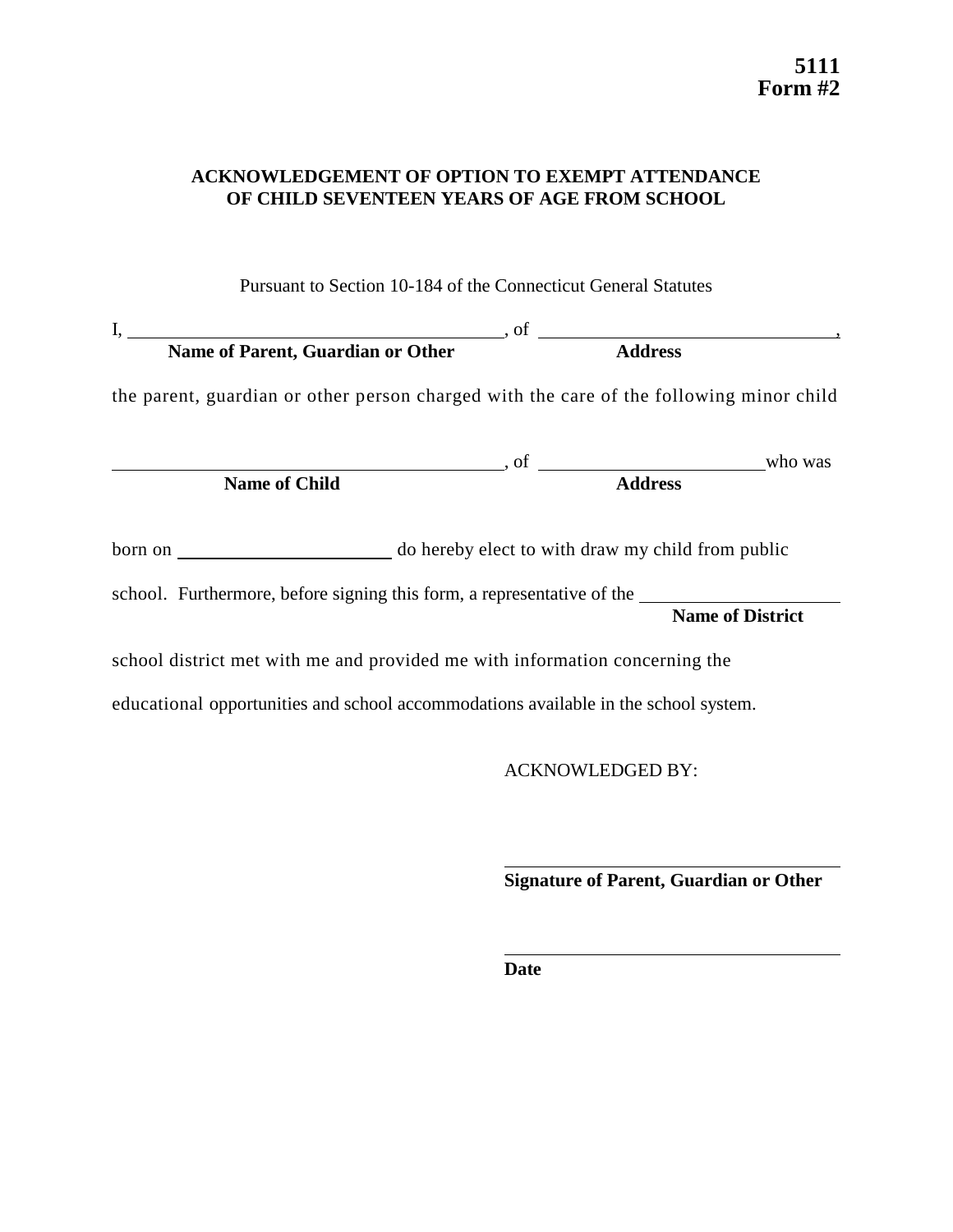**5111**
**Form #2**

# ACKNOWLEDGEMENT OF OPTION TO EXEMPT ATTENDANCE OF CHILD SEVENTEEN YEARS OF AGE FROM SCHOOL

Pursuant to Section 10-184 of the Connecticut General Statutes

I, \_\_\_\_\_\_\_\_\_\_\_\_\_\_\_\_\_\_\_\_\_\_\_\_\_\_\_\_\_\_\_\_\_\_\_\_\_\_\_\_, of \_\_\_\_\_\_\_\_\_\_\_\_\_\_\_\_\_\_\_\_\_\_\_\_\_\_\_\_\_\_\_\_,
**Name of Parent, Guardian or Other** **Address**

the parent, guardian or other person charged with the care of the following minor child

\_\_\_\_\_\_\_\_\_\_\_\_\_\_\_\_\_\_\_\_\_\_\_\_\_\_\_\_\_\_\_\_\_\_\_\_\_\_\_\_, of \_\_\_\_\_\_\_\_\_\_\_\_\_\_\_\_\_\_\_\_\_\_\_\_ who was
**Name of Child** **Address**

born on \_\_\_\_\_\_\_\_\_\_\_\_\_\_\_\_\_\_\_\_\_\_\_ do hereby elect to with draw my child from public school. Furthermore, before signing this form, a representative of the \_\_\_\_\_\_\_\_\_\_\_\_\_\_\_\_\_\_\_\_\_\_
**Name of District**

school district met with me and provided me with information concerning the educational opportunities and school accommodations available in the school system.

ACKNOWLEDGED BY:

\_\_\_\_\_\_\_\_\_\_\_\_\_\_\_\_\_\_\_\_\_\_\_\_\_\_\_\_\_\_\_\_\_\_\_\_\_\_\_\_
**Signature of Parent, Guardian or Other**

\_\_\_\_\_\_\_\_\_\_\_\_\_\_\_\_\_\_\_\_\_\_\_\_\_\_\_\_\_\_\_\_\_\_\_\_\_\_\_\_
**Date**